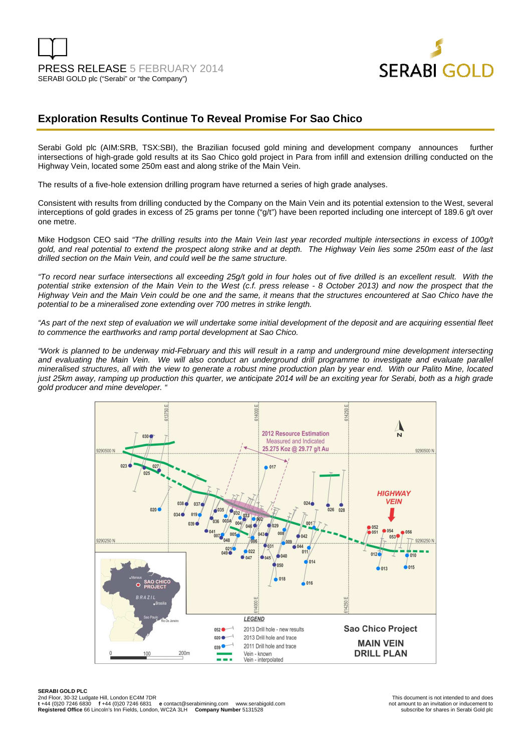PRESS RELEASE 5 FEBRUARY 2014

SERABI GOLD plc ("Serabi" or "the Company")

# Exploration Results Continue To Reveal Promise For Sao Chico

Serabi Gold plc (AIM:SRB, TSX:SBI), the Brazilian focused gold mining and development company announces further intersections of high-grade gold results at its Sao Chico gold project in Para from infill and extension drilling conducted on the Highway Vein, located some 250m east and along strike of the Main Vein.

The results of a five-hole extension drilling program have returned a series of high grade analyses.

Consistent with results from drilling conducted by the Company on the Main Vein and its potential extension to the West, several interceptions of gold grades in excess of 25 grams per tonne ("g/t") have been reported including one intercept of 189.6 g/t over one metre.

Mike Hodgson CEO said *"The drilling results into the Main Vein last year recorded multiple intersections in excess of 100g/t gold, and real potential to extend the prospect along strike and at depth. The Highway Vein lies some 250m east of the last drilled section on the Main Vein, and could well be the same structure.*

*"To record near surface intersections all exceeding 25g/t gold in four holes out of five drilled is an excellent result. With the potential strike extension of the Main Vein to the West (c.f. press release - 8 October 2013) and now the prospect that the Highway Vein and the Main Vein could be one and the same, it means that the structures encountered at Sao Chico have the potential to be a mineralised zone extending over 700 metres in strike length.*

*"As part of the next step of evaluation we will undertake some initial development of the deposit and are acquiring essential fleet to commence the earthworks and ramp portal development at Sao Chico.*

*"Work is planned to be underway mid-February and this will result in a ramp and underground mine development intersecting and evaluating the Main Vein. We will also conduct an underground drill programme to investigate and evaluate parallel mineralised structures, all with the view to generate a robust mine production plan by year end. With our Palito Mine, located just 25km away, ramping up production this quarter, we anticipate 2014 will be an exciting year for Serabi, both as a high grade gold producer and mine developer. "*

Sao Chico Project – MAIN VEIN DRILL PLAN

2012 Resource Estimation – Measured and Indicated – 25.275 Koz @ 29.77 g/t Au

LEGEND: 052 – 2013 Drill hole - new results; 020 – 2013 Drill hole and trace; 039 – 2011 Drill hole and trace; Vein - known; Vein - interpolated

**SERABI GOLD PLC**
2nd Floor, 30-32 Ludgate Hill, London EC4M 7DR
**t** +44 (0)20 7246 6830 **f** +44 (0)20 7246 6831 **e** contact@serabimining.com www.serabigold.com
**Registered Office** 66 Lincoln's Inn Fields, London, WC2A 3LH **Company Number** 5131528

This document is not intended to and does not amount to an invitation or inducement to subscribe for shares in Serabi Gold plc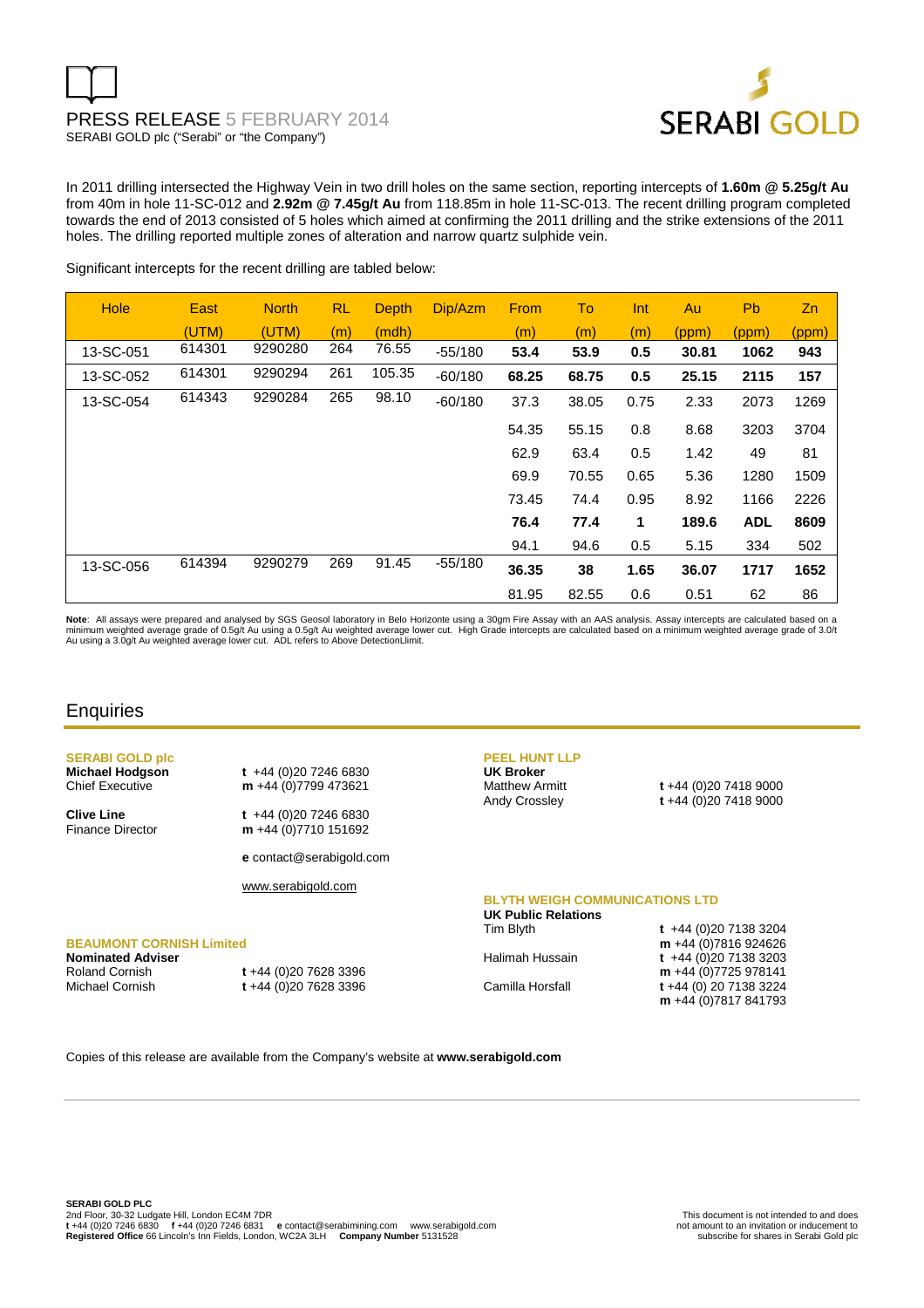In 2011 drilling intersected the Highway Vein in two drill holes on the same section, reporting intercepts of **1.60m @ 5.25g/t Au** from 40m in hole 11-SC-012 and **2.92m @ 7.45g/t Au** from 118.85m in hole 11-SC-013. The recent drilling program completed towards the end of 2013 consisted of 5 holes which aimed at confirming the 2011 drilling and the strike extensions of the 2011 holes. The drilling reported multiple zones of alteration and narrow quartz sulphide vein.

Significant intercepts for the recent drilling are tabled below:

| Hole | East (UTM) | North (UTM) | RL (m) | Depth (mdh) | Dip/Azm | From (m) | To (m) | Int (m) | Au (ppm) | Pb (ppm) | Zn (ppm) |
|---|---|---|---|---|---|---|---|---|---|---|---|
| 13-SC-051 | 614301 | 9290280 | 264 | 76.55 | -55/180 | **53.4** | **53.9** | **0.5** | **30.81** | **1062** | **943** |
| 13-SC-052 | 614301 | 9290294 | 261 | 105.35 | -60/180 | **68.25** | **68.75** | **0.5** | **25.15** | **2115** | **157** |
| 13-SC-054 | 614343 | 9290284 | 265 | 98.10 | -60/180 | 37.3 | 38.05 | 0.75 | 2.33 | 2073 | 1269 |
| | | | | | | 54.35 | 55.15 | 0.8 | 8.68 | 3203 | 3704 |
| | | | | | | 62.9 | 63.4 | 0.5 | 1.42 | 49 | 81 |
| | | | | | | 69.9 | 70.55 | 0.65 | 5.36 | 1280 | 1509 |
| | | | | | | 73.45 | 74.4 | 0.95 | 8.92 | 1166 | 2226 |
| | | | | | | **76.4** | **77.4** | **1** | **189.6** | **ADL** | **8609** |
| | | | | | | 94.1 | 94.6 | 0.5 | 5.15 | 334 | 502 |
| 13-SC-056 | 614394 | 9290279 | 269 | 91.45 | -55/180 | **36.35** | **38** | **1.65** | **36.07** | **1717** | **1652** |
| | | | | | | 81.95 | 82.55 | 0.6 | 0.51 | 62 | 86 |

**Note**: All assays were prepared and analysed by SGS Geosol laboratory in Belo Horizonte using a 30gm Fire Assay with an AAS analysis. Assay intercepts are calculated based on a minimum weighted average grade of 0.5g/t Au using a 0.5g/t Au weighted average lower cut. High Grade intercepts are calculated based on a minimum weighted average grade of 3.0/t Au using a 3.0g/t Au weighted average lower cut. ADL refers to Above DetectionLlimit.

## Enquiries

**SERABI GOLD plc**

**Michael Hodgson** — **t** +44 (0)20 7246 6830, **m** +44 (0)7799 473621
Chief Executive

**Clive Line** — **t** +44 (0)20 7246 6830, **m** +44 (0)7710 151692
Finance Director

**e** contact@serabigold.com

www.serabigold.com

**BEAUMONT CORNISH Limited**

**Nominated Adviser**
Roland Cornish — **t** +44 (0)20 7628 3396
Michael Cornish — **t** +44 (0)20 7628 3396

**PEEL HUNT LLP**

**UK Broker**
Matthew Armitt — **t** +44 (0)20 7418 9000
Andy Crossley — **t** +44 (0)20 7418 9000

**BLYTH WEIGH COMMUNICATIONS LTD**

**UK Public Relations**
Tim Blyth — **t** +44 (0)20 7138 3204, **m** +44 (0)7816 924626
Halimah Hussain — **t** +44 (0)20 7138 3203, **m** +44 (0)7725 978141
Camilla Horsfall — **t** +44 (0) 20 7138 3224, **m** +44 (0)7817 841793

Copies of this release are available from the Company's website at **www.serabigold.com**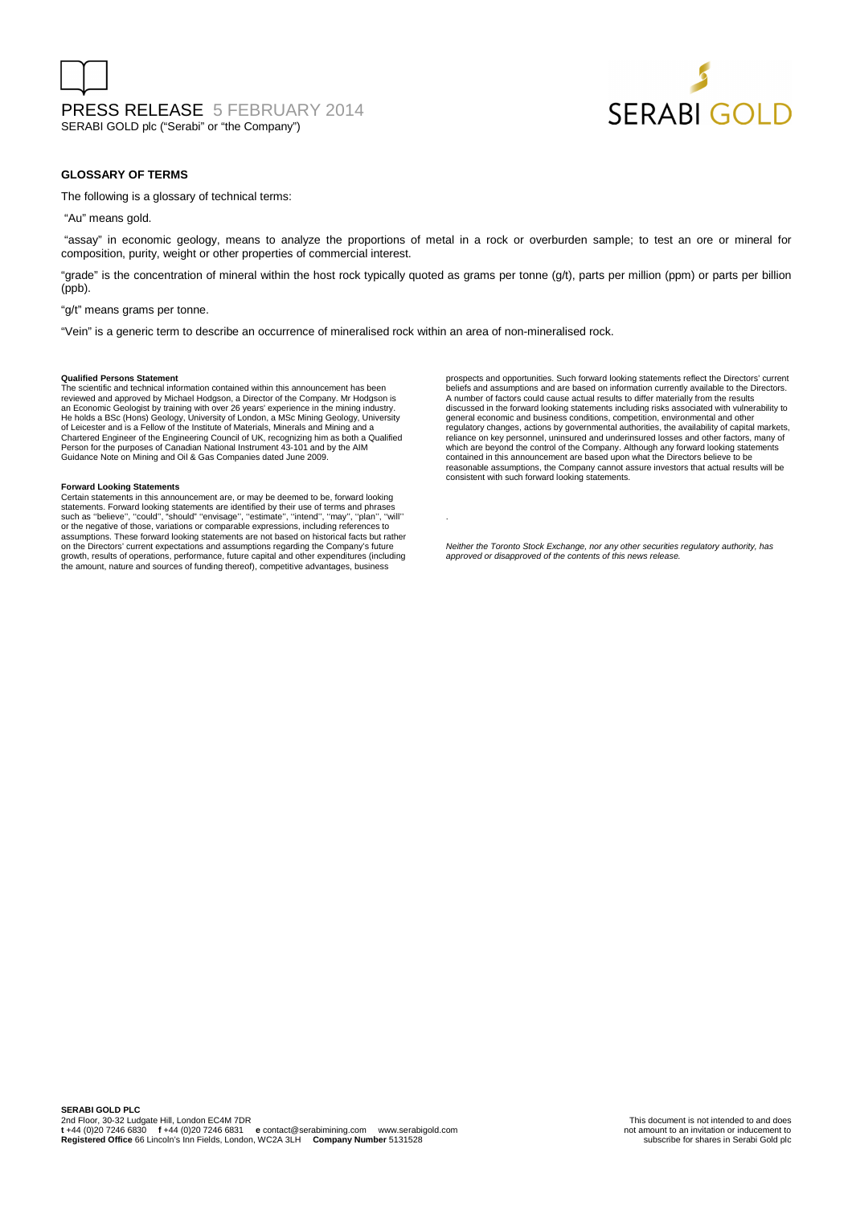## GLOSSARY OF TERMS

The following is a glossary of technical terms:

"Au" means gold.

"assay" in economic geology, means to analyze the proportions of metal in a rock or overburden sample; to test an ore or mineral for composition, purity, weight or other properties of commercial interest.

"grade" is the concentration of mineral within the host rock typically quoted as grams per tonne (g/t), parts per million (ppm) or parts per billion (ppb).

"g/t" means grams per tonne.

"Vein" is a generic term to describe an occurrence of mineralised rock within an area of non-mineralised rock.

**Qualified Persons Statement**

The scientific and technical information contained within this announcement has been reviewed and approved by Michael Hodgson, a Director of the Company. Mr Hodgson is an Economic Geologist by training with over 26 years' experience in the mining industry. He holds a BSc (Hons) Geology, University of London, a MSc Mining Geology, University of Leicester and is a Fellow of the Institute of Materials, Minerals and Mining and a Chartered Engineer of the Engineering Council of UK, recognizing him as both a Qualified Person for the purposes of Canadian National Instrument 43-101 and by the AIM Guidance Note on Mining and Oil & Gas Companies dated June 2009.

**Forward Looking Statements**

Certain statements in this announcement are, or may be deemed to be, forward looking statements. Forward looking statements are identified by their use of terms and phrases such as ''believe'', ''could'', "should" ''envisage'', ''estimate'', ''intend'', ''may'', ''plan'', ''will'' or the negative of those, variations or comparable expressions, including references to assumptions. These forward looking statements are not based on historical facts but rather on the Directors' current expectations and assumptions regarding the Company's future growth, results of operations, performance, future capital and other expenditures (including the amount, nature and sources of funding thereof), competitive advantages, business prospects and opportunities. Such forward looking statements reflect the Directors' current beliefs and assumptions and are based on information currently available to the Directors. A number of factors could cause actual results to differ materially from the results discussed in the forward looking statements including risks associated with vulnerability to general economic and business conditions, competition, environmental and other regulatory changes, actions by governmental authorities, the availability of capital markets, reliance on key personnel, uninsured and underinsured losses and other factors, many of which are beyond the control of the Company. Although any forward looking statements contained in this announcement are based upon what the Directors believe to be reasonable assumptions, the Company cannot assure investors that actual results will be consistent with such forward looking statements.

*Neither the Toronto Stock Exchange, nor any other securities regulatory authority, has approved or disapproved of the contents of this news release.*